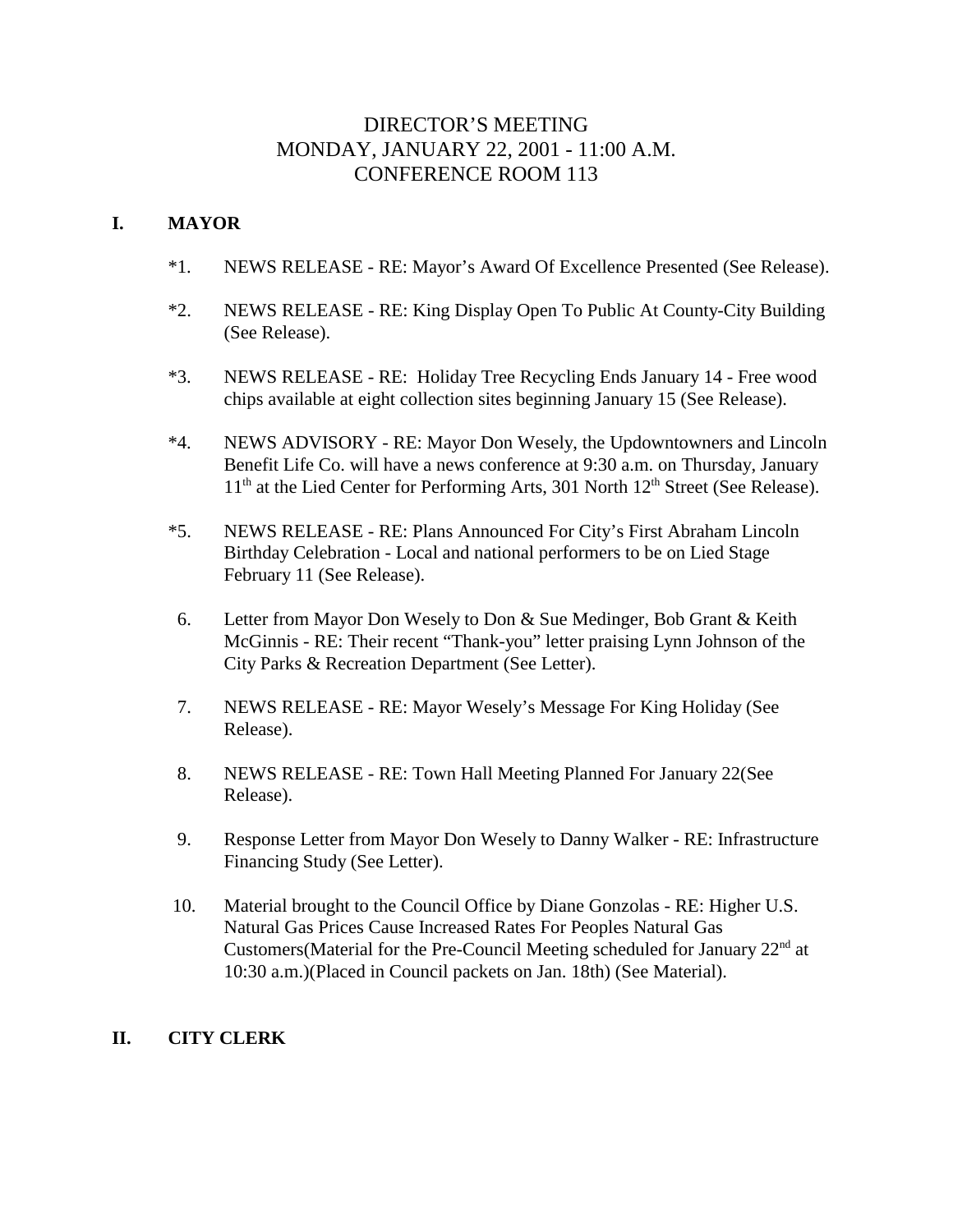# DIRECTOR'S MEETING
# MONDAY, JANUARY 22, 2001 - 11:00 A.M.
# CONFERENCE ROOM 113

## I. MAYOR

*1. NEWS RELEASE - RE: Mayor's Award Of Excellence Presented (See Release).

*2. NEWS RELEASE - RE: King Display Open To Public At County-City Building (See Release).

*3. NEWS RELEASE - RE: Holiday Tree Recycling Ends January 14 - Free wood chips available at eight collection sites beginning January 15 (See Release).

*4. NEWS ADVISORY - RE: Mayor Don Wesely, the Updowntowners and Lincoln Benefit Life Co. will have a news conference at 9:30 a.m. on Thursday, January 11th at the Lied Center for Performing Arts, 301 North 12th Street (See Release).

*5. NEWS RELEASE - RE: Plans Announced For City's First Abraham Lincoln Birthday Celebration - Local and national performers to be on Lied Stage February 11 (See Release).

6. Letter from Mayor Don Wesely to Don & Sue Medinger, Bob Grant & Keith McGinnis - RE: Their recent "Thank-you" letter praising Lynn Johnson of the City Parks & Recreation Department (See Letter).

7. NEWS RELEASE - RE: Mayor Wesely's Message For King Holiday (See Release).

8. NEWS RELEASE - RE: Town Hall Meeting Planned For January 22(See Release).

9. Response Letter from Mayor Don Wesely to Danny Walker - RE: Infrastructure Financing Study (See Letter).

10. Material brought to the Council Office by Diane Gonzolas - RE: Higher U.S. Natural Gas Prices Cause Increased Rates For Peoples Natural Gas Customers(Material for the Pre-Council Meeting scheduled for January 22nd at 10:30 a.m.)(Placed in Council packets on Jan. 18th) (See Material).

## II. CITY CLERK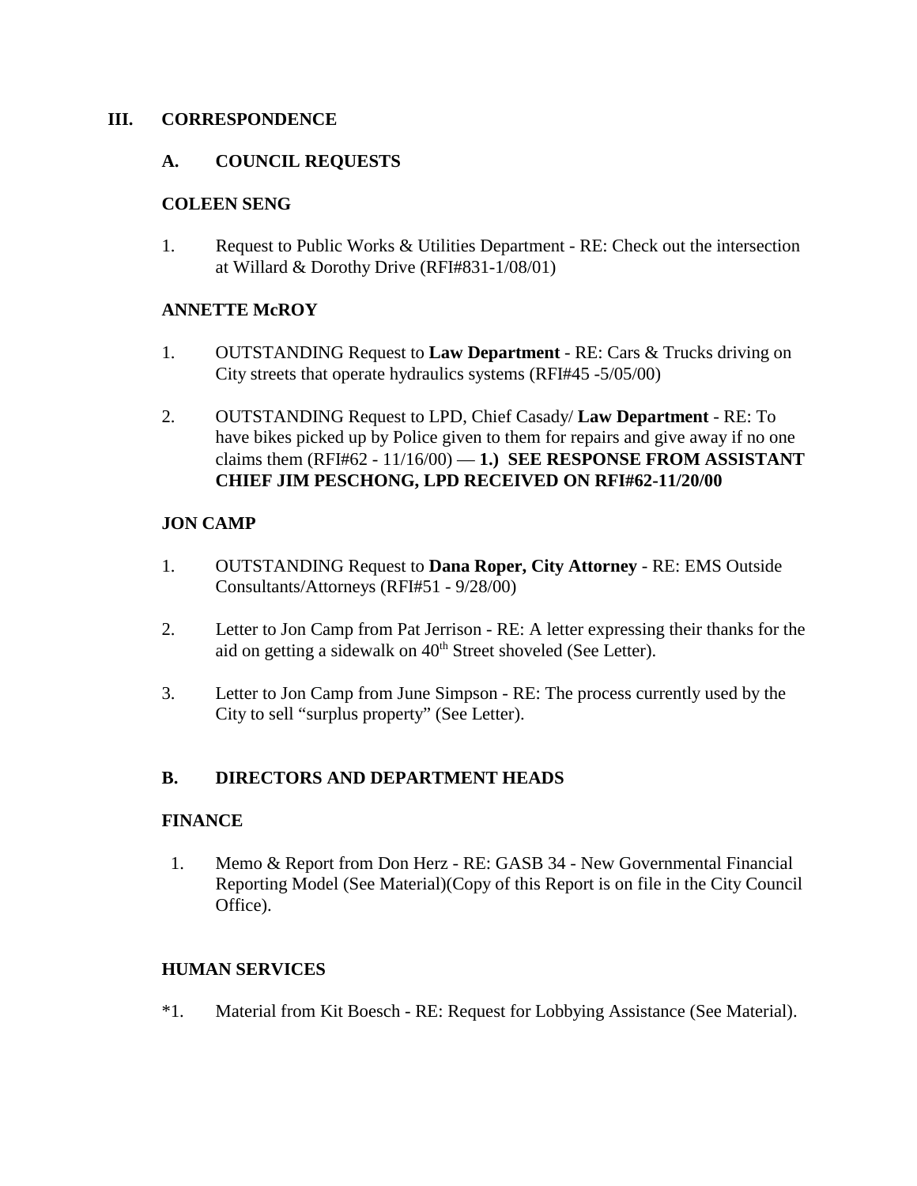## III. CORRESPONDENCE

### A. COUNCIL REQUESTS

**COLEEN SENG**

1. Request to Public Works & Utilities Department - RE: Check out the intersection at Willard & Dorothy Drive (RFI#831-1/08/01)

**ANNETTE McROY**

1. OUTSTANDING Request to **Law Department** - RE: Cars & Trucks driving on City streets that operate hydraulics systems (RFI#45 -5/05/00)

2. OUTSTANDING Request to LPD, Chief Casady/ **Law Department** - RE: To have bikes picked up by Police given to them for repairs and give away if no one claims them (RFI#62 - 11/16/00) — **1.) SEE RESPONSE FROM ASSISTANT CHIEF JIM PESCHONG, LPD RECEIVED ON RFI#62-11/20/00**

**JON CAMP**

1. OUTSTANDING Request to **Dana Roper, City Attorney** - RE: EMS Outside Consultants/Attorneys (RFI#51 - 9/28/00)

2. Letter to Jon Camp from Pat Jerrison - RE: A letter expressing their thanks for the aid on getting a sidewalk on 40th Street shoveled (See Letter).

3. Letter to Jon Camp from June Simpson - RE: The process currently used by the City to sell "surplus property" (See Letter).

### B. DIRECTORS AND DEPARTMENT HEADS

**FINANCE**

1. Memo & Report from Don Herz - RE: GASB 34 - New Governmental Financial Reporting Model (See Material)(Copy of this Report is on file in the City Council Office).

**HUMAN SERVICES**

*1. Material from Kit Boesch - RE: Request for Lobbying Assistance (See Material).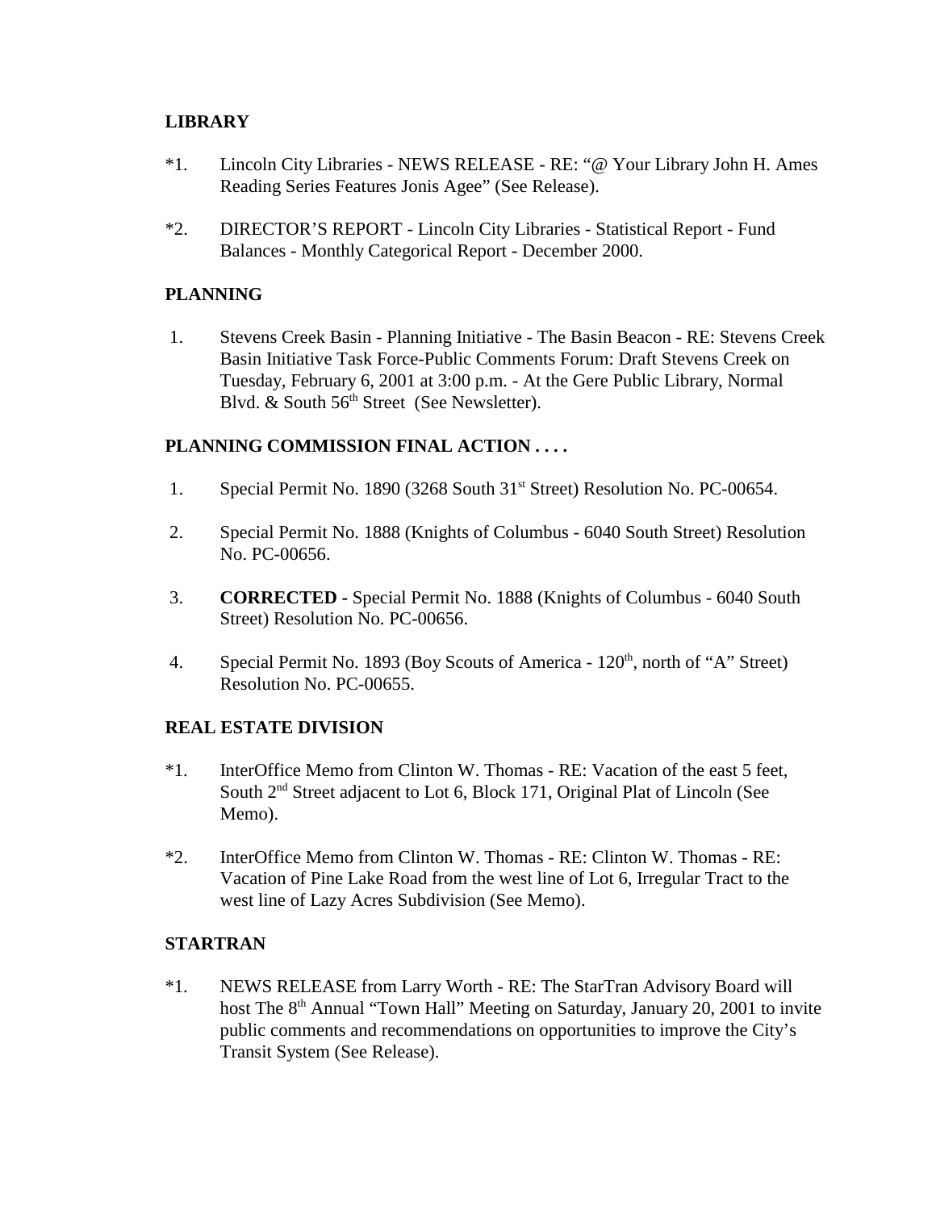**LIBRARY**

*1. Lincoln City Libraries - NEWS RELEASE - RE: "@ Your Library John H. Ames Reading Series Features Jonis Agee" (See Release).

*2. DIRECTOR'S REPORT - Lincoln City Libraries - Statistical Report - Fund Balances - Monthly Categorical Report - December 2000.

**PLANNING**

1. Stevens Creek Basin - Planning Initiative - The Basin Beacon - RE: Stevens Creek Basin Initiative Task Force-Public Comments Forum: Draft Stevens Creek on Tuesday, February 6, 2001 at 3:00 p.m. - At the Gere Public Library, Normal Blvd. & South 56th Street (See Newsletter).

**PLANNING COMMISSION FINAL ACTION . . . .**

1. Special Permit No. 1890 (3268 South 31st Street) Resolution No. PC-00654.

2. Special Permit No. 1888 (Knights of Columbus - 6040 South Street) Resolution No. PC-00656.

3. **CORRECTED -** Special Permit No. 1888 (Knights of Columbus - 6040 South Street) Resolution No. PC-00656.

4. Special Permit No. 1893 (Boy Scouts of America - 120th, north of "A" Street) Resolution No. PC-00655.

**REAL ESTATE DIVISION**

*1. InterOffice Memo from Clinton W. Thomas - RE: Vacation of the east 5 feet, South 2nd Street adjacent to Lot 6, Block 171, Original Plat of Lincoln (See Memo).

*2. InterOffice Memo from Clinton W. Thomas - RE: Clinton W. Thomas - RE: Vacation of Pine Lake Road from the west line of Lot 6, Irregular Tract to the west line of Lazy Acres Subdivision (See Memo).

**STARTRAN**

*1. NEWS RELEASE from Larry Worth - RE: The StarTran Advisory Board will host The 8th Annual "Town Hall" Meeting on Saturday, January 20, 2001 to invite public comments and recommendations on opportunities to improve the City's Transit System (See Release).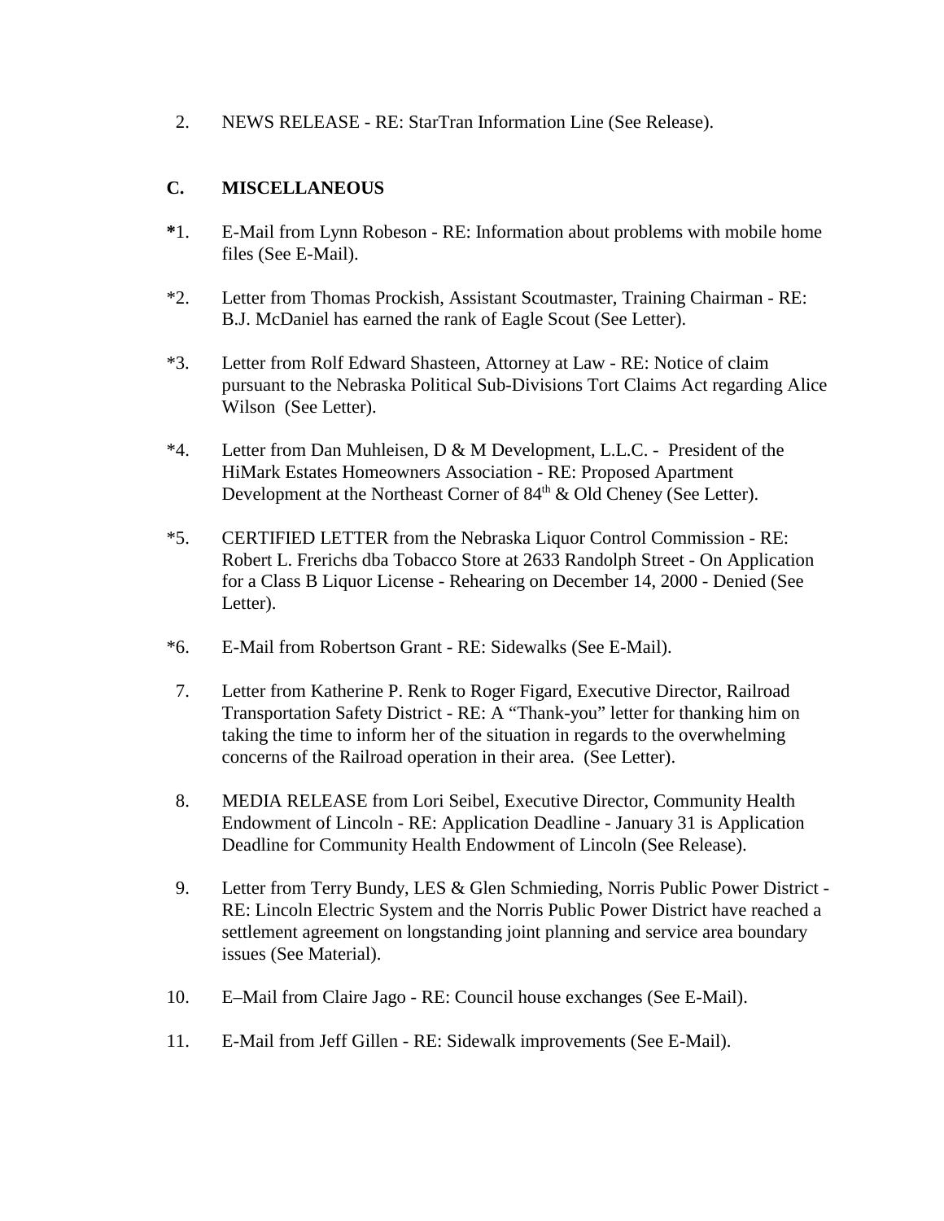2. NEWS RELEASE - RE: StarTran Information Line (See Release).

**C. MISCELLANEOUS**

*1. E-Mail from Lynn Robeson - RE: Information about problems with mobile home files (See E-Mail).

*2. Letter from Thomas Prockish, Assistant Scoutmaster, Training Chairman - RE: B.J. McDaniel has earned the rank of Eagle Scout (See Letter).

*3. Letter from Rolf Edward Shasteen, Attorney at Law - RE: Notice of claim pursuant to the Nebraska Political Sub-Divisions Tort Claims Act regarding Alice Wilson (See Letter).

*4. Letter from Dan Muhleisen, D & M Development, L.L.C. - President of the HiMark Estates Homeowners Association - RE: Proposed Apartment Development at the Northeast Corner of 84th & Old Cheney (See Letter).

*5. CERTIFIED LETTER from the Nebraska Liquor Control Commission - RE: Robert L. Frerichs dba Tobacco Store at 2633 Randolph Street - On Application for a Class B Liquor License - Rehearing on December 14, 2000 - Denied (See Letter).

*6. E-Mail from Robertson Grant - RE: Sidewalks (See E-Mail).

7. Letter from Katherine P. Renk to Roger Figard, Executive Director, Railroad Transportation Safety District - RE: A "Thank-you" letter for thanking him on taking the time to inform her of the situation in regards to the overwhelming concerns of the Railroad operation in their area. (See Letter).

8. MEDIA RELEASE from Lori Seibel, Executive Director, Community Health Endowment of Lincoln - RE: Application Deadline - January 31 is Application Deadline for Community Health Endowment of Lincoln (See Release).

9. Letter from Terry Bundy, LES & Glen Schmieding, Norris Public Power District - RE: Lincoln Electric System and the Norris Public Power District have reached a settlement agreement on longstanding joint planning and service area boundary issues (See Material).

10. E–Mail from Claire Jago - RE: Council house exchanges (See E-Mail).

11. E-Mail from Jeff Gillen - RE: Sidewalk improvements (See E-Mail).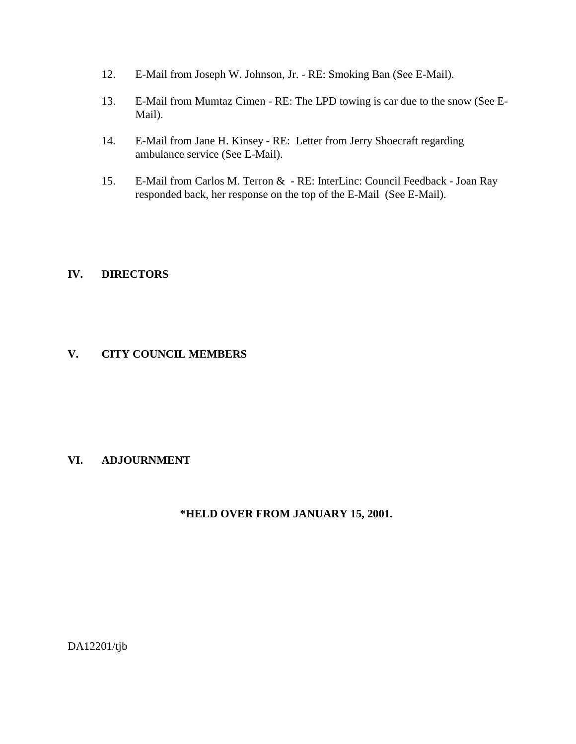12. E-Mail from Joseph W. Johnson, Jr. - RE: Smoking Ban (See E-Mail).

13. E-Mail from Mumtaz Cimen - RE: The LPD towing is car due to the snow (See E-Mail).

14. E-Mail from Jane H. Kinsey - RE: Letter from Jerry Shoecraft regarding ambulance service (See E-Mail).

15. E-Mail from Carlos M. Terron & - RE: InterLinc: Council Feedback - Joan Ray responded back, her response on the top of the E-Mail (See E-Mail).

## IV. DIRECTORS

## V. CITY COUNCIL MEMBERS

## VI. ADJOURNMENT

**\*HELD OVER FROM JANUARY 15, 2001.**

DA12201/tjb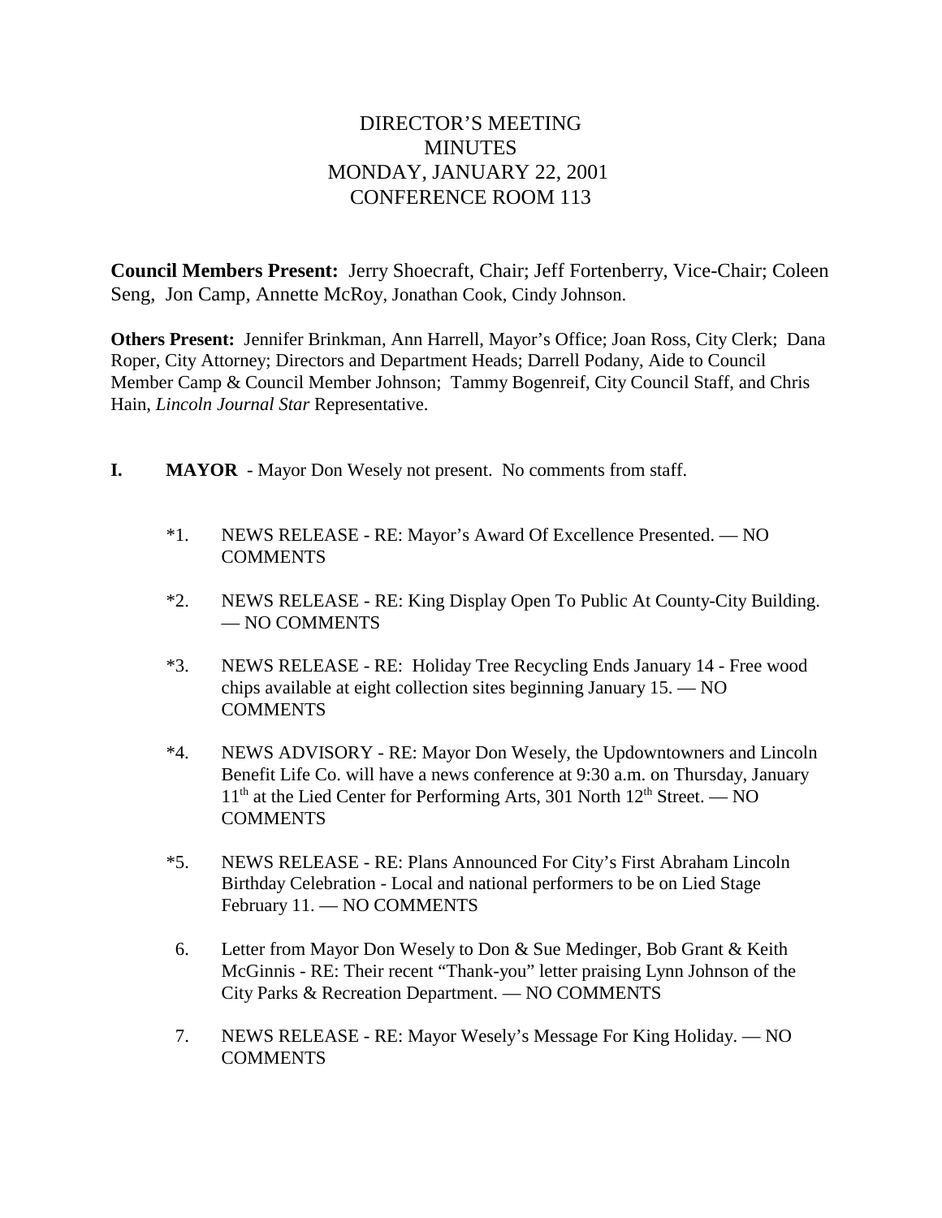# DIRECTOR'S MEETING
# MINUTES
# MONDAY, JANUARY 22, 2001
# CONFERENCE ROOM 113

**Council Members Present:** Jerry Shoecraft, Chair; Jeff Fortenberry, Vice-Chair; Coleen Seng, Jon Camp, Annette McRoy, Jonathan Cook, Cindy Johnson.

**Others Present:** Jennifer Brinkman, Ann Harrell, Mayor's Office; Joan Ross, City Clerk; Dana Roper, City Attorney; Directors and Department Heads; Darrell Podany, Aide to Council Member Camp & Council Member Johnson; Tammy Bogenreif, City Council Staff, and Chris Hain, *Lincoln Journal Star* Representative.

**I. MAYOR** - Mayor Don Wesely not present. No comments from staff.

*1. NEWS RELEASE - RE: Mayor's Award Of Excellence Presented. — NO COMMENTS

*2. NEWS RELEASE - RE: King Display Open To Public At County-City Building. — NO COMMENTS

*3. NEWS RELEASE - RE: Holiday Tree Recycling Ends January 14 - Free wood chips available at eight collection sites beginning January 15. — NO COMMENTS

*4. NEWS ADVISORY - RE: Mayor Don Wesely, the Updowntowners and Lincoln Benefit Life Co. will have a news conference at 9:30 a.m. on Thursday, January 11th at the Lied Center for Performing Arts, 301 North 12th Street. — NO COMMENTS

*5. NEWS RELEASE - RE: Plans Announced For City's First Abraham Lincoln Birthday Celebration - Local and national performers to be on Lied Stage February 11. — NO COMMENTS

6. Letter from Mayor Don Wesely to Don & Sue Medinger, Bob Grant & Keith McGinnis - RE: Their recent "Thank-you" letter praising Lynn Johnson of the City Parks & Recreation Department. — NO COMMENTS

7. NEWS RELEASE - RE: Mayor Wesely's Message For King Holiday. — NO COMMENTS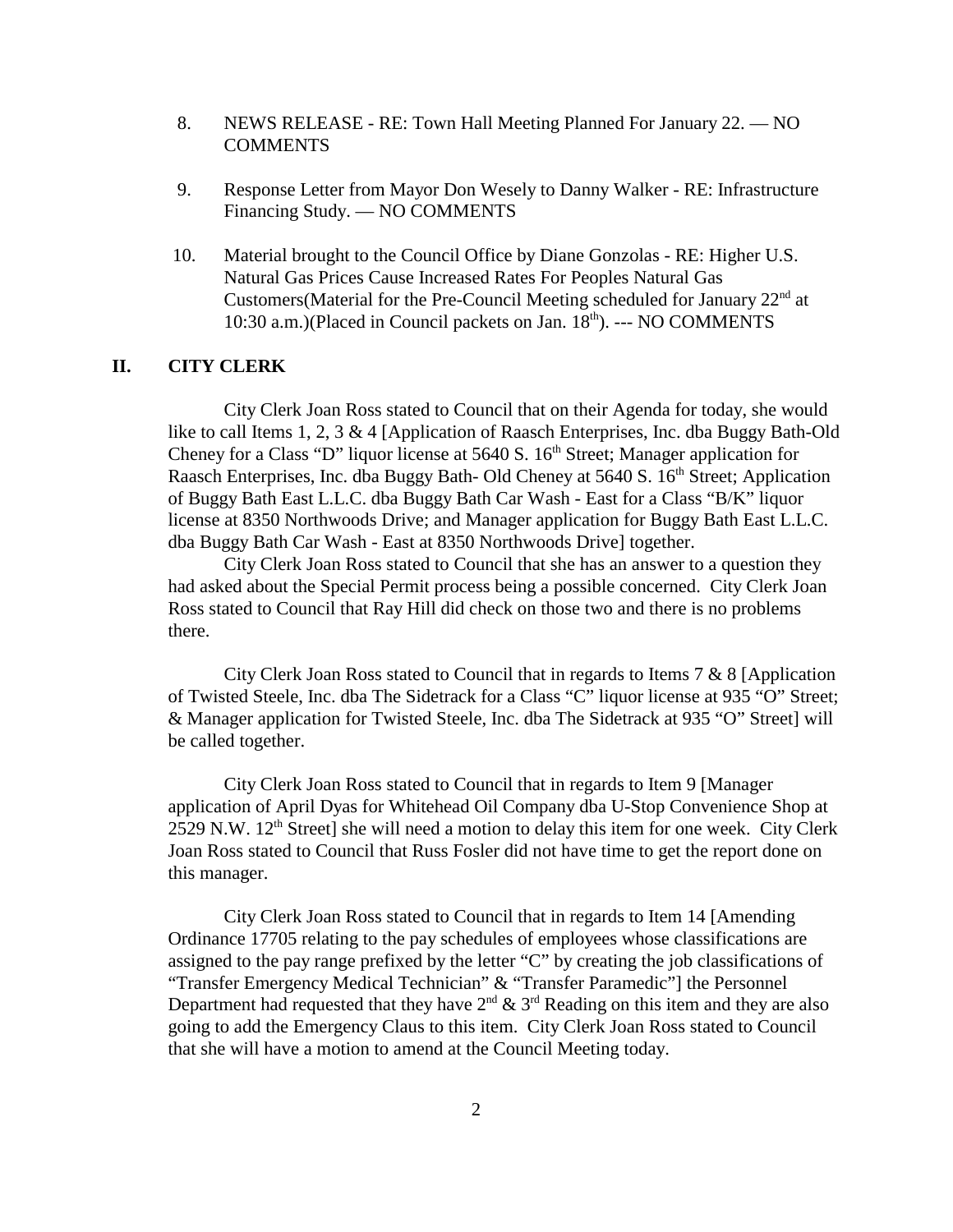8. NEWS RELEASE - RE: Town Hall Meeting Planned For January 22. — NO COMMENTS

9. Response Letter from Mayor Don Wesely to Danny Walker - RE: Infrastructure Financing Study. — NO COMMENTS

10. Material brought to the Council Office by Diane Gonzolas - RE: Higher U.S. Natural Gas Prices Cause Increased Rates For Peoples Natural Gas Customers(Material for the Pre-Council Meeting scheduled for January 22nd at 10:30 a.m.)(Placed in Council packets on Jan. 18th). --- NO COMMENTS

## II. CITY CLERK

City Clerk Joan Ross stated to Council that on their Agenda for today, she would like to call Items 1, 2, 3 & 4 [Application of Raasch Enterprises, Inc. dba Buggy Bath-Old Cheney for a Class "D" liquor license at 5640 S. 16th Street; Manager application for Raasch Enterprises, Inc. dba Buggy Bath- Old Cheney at 5640 S. 16th Street; Application of Buggy Bath East L.L.C. dba Buggy Bath Car Wash - East for a Class "B/K" liquor license at 8350 Northwoods Drive; and Manager application for Buggy Bath East L.L.C. dba Buggy Bath Car Wash - East at 8350 Northwoods Drive] together.

City Clerk Joan Ross stated to Council that she has an answer to a question they had asked about the Special Permit process being a possible concerned. City Clerk Joan Ross stated to Council that Ray Hill did check on those two and there is no problems there.

City Clerk Joan Ross stated to Council that in regards to Items 7 & 8 [Application of Twisted Steele, Inc. dba The Sidetrack for a Class "C" liquor license at 935 "O" Street; & Manager application for Twisted Steele, Inc. dba The Sidetrack at 935 "O" Street] will be called together.

City Clerk Joan Ross stated to Council that in regards to Item 9 [Manager application of April Dyas for Whitehead Oil Company dba U-Stop Convenience Shop at 2529 N.W. 12th Street] she will need a motion to delay this item for one week. City Clerk Joan Ross stated to Council that Russ Fosler did not have time to get the report done on this manager.

City Clerk Joan Ross stated to Council that in regards to Item 14 [Amending Ordinance 17705 relating to the pay schedules of employees whose classifications are assigned to the pay range prefixed by the letter "C" by creating the job classifications of "Transfer Emergency Medical Technician" & "Transfer Paramedic"] the Personnel Department had requested that they have 2nd & 3rd Reading on this item and they are also going to add the Emergency Claus to this item. City Clerk Joan Ross stated to Council that she will have a motion to amend at the Council Meeting today.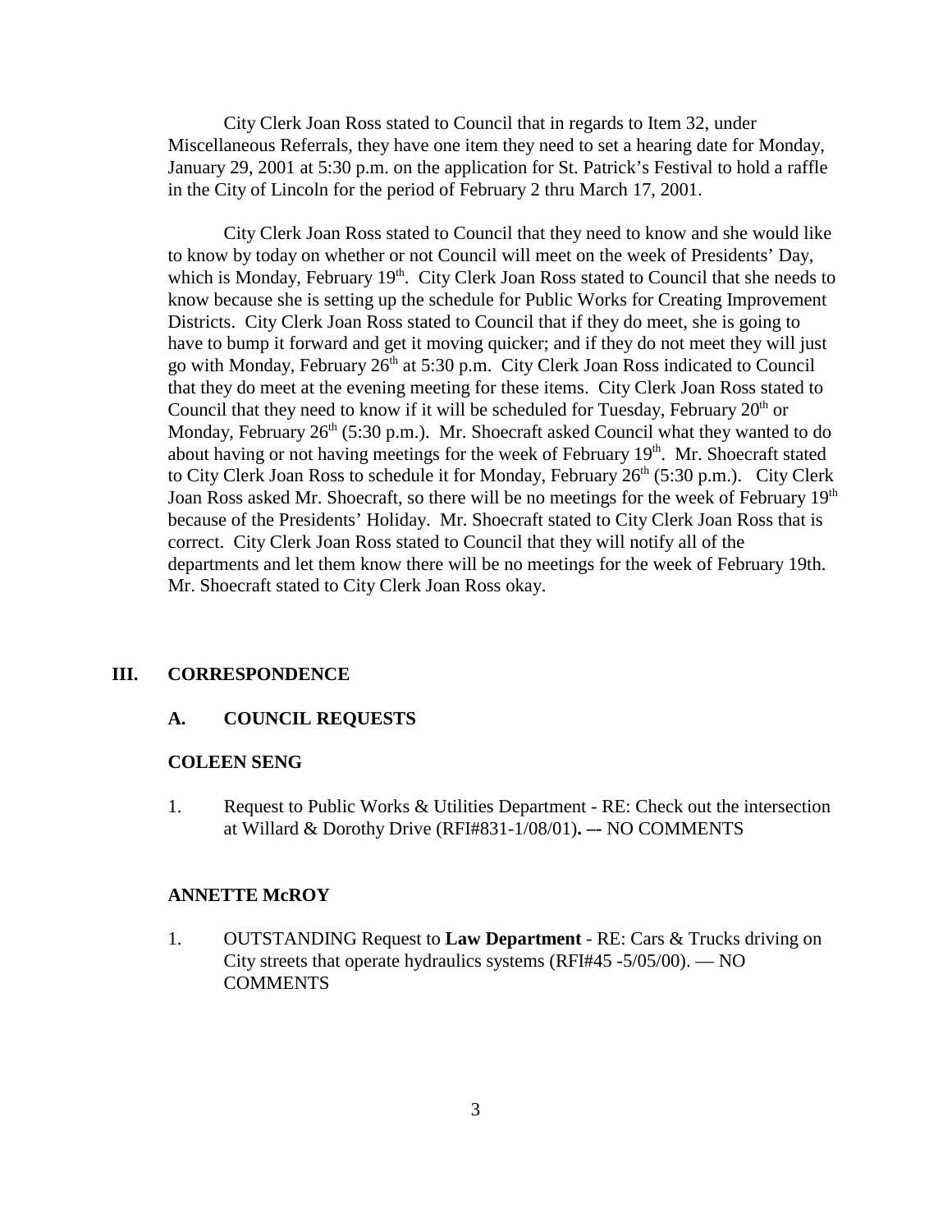City Clerk Joan Ross stated to Council that in regards to Item 32, under Miscellaneous Referrals, they have one item they need to set a hearing date for Monday, January 29, 2001 at 5:30 p.m. on the application for St. Patrick's Festival to hold a raffle in the City of Lincoln for the period of February 2 thru March 17, 2001.

City Clerk Joan Ross stated to Council that they need to know and she would like to know by today on whether or not Council will meet on the week of Presidents' Day, which is Monday, February 19th. City Clerk Joan Ross stated to Council that she needs to know because she is setting up the schedule for Public Works for Creating Improvement Districts. City Clerk Joan Ross stated to Council that if they do meet, she is going to have to bump it forward and get it moving quicker; and if they do not meet they will just go with Monday, February 26th at 5:30 p.m. City Clerk Joan Ross indicated to Council that they do meet at the evening meeting for these items. City Clerk Joan Ross stated to Council that they need to know if it will be scheduled for Tuesday, February 20th or Monday, February 26th (5:30 p.m.). Mr. Shoecraft asked Council what they wanted to do about having or not having meetings for the week of February 19th. Mr. Shoecraft stated to City Clerk Joan Ross to schedule it for Monday, February 26th (5:30 p.m.). City Clerk Joan Ross asked Mr. Shoecraft, so there will be no meetings for the week of February 19th because of the Presidents' Holiday. Mr. Shoecraft stated to City Clerk Joan Ross that is correct. City Clerk Joan Ross stated to Council that they will notify all of the departments and let them know there will be no meetings for the week of February 19th. Mr. Shoecraft stated to City Clerk Joan Ross okay.

## III. CORRESPONDENCE

### A. COUNCIL REQUESTS

**COLEEN SENG**

1. Request to Public Works & Utilities Department - RE: Check out the intersection at Willard & Dorothy Drive (RFI#831-1/08/01). –- NO COMMENTS

**ANNETTE McROY**

1. OUTSTANDING Request to **Law Department** - RE: Cars & Trucks driving on City streets that operate hydraulics systems (RFI#45 -5/05/00). — NO COMMENTS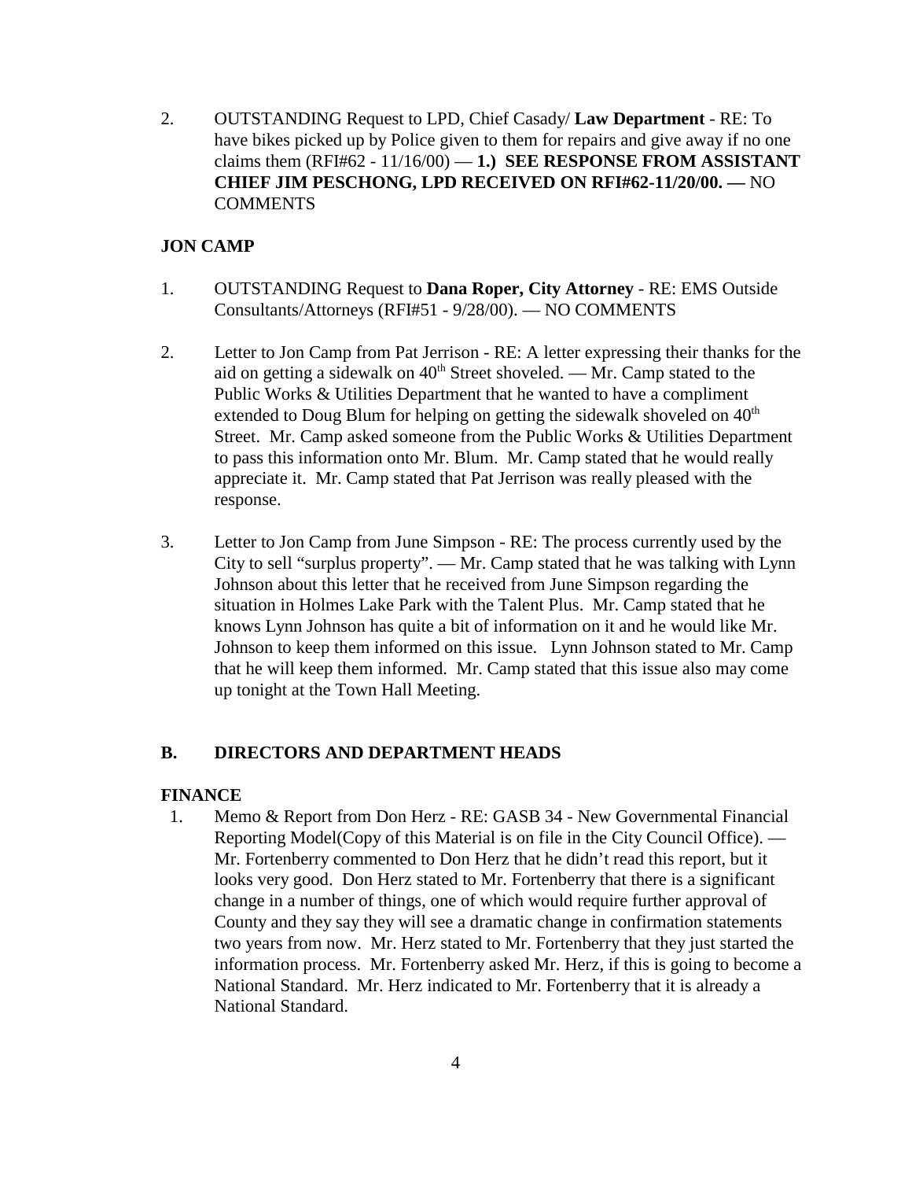2. OUTSTANDING Request to LPD, Chief Casady/ **Law Department** - RE: To have bikes picked up by Police given to them for repairs and give away if no one claims them (RFI#62 - 11/16/00) — **1.) SEE RESPONSE FROM ASSISTANT CHIEF JIM PESCHONG, LPD RECEIVED ON RFI#62-11/20/00. —** NO COMMENTS

**JON CAMP**

1. OUTSTANDING Request to **Dana Roper, City Attorney** - RE: EMS Outside Consultants/Attorneys (RFI#51 - 9/28/00). — NO COMMENTS

2. Letter to Jon Camp from Pat Jerrison - RE: A letter expressing their thanks for the aid on getting a sidewalk on 40th Street shoveled. — Mr. Camp stated to the Public Works & Utilities Department that he wanted to have a compliment extended to Doug Blum for helping on getting the sidewalk shoveled on 40th Street. Mr. Camp asked someone from the Public Works & Utilities Department to pass this information onto Mr. Blum. Mr. Camp stated that he would really appreciate it. Mr. Camp stated that Pat Jerrison was really pleased with the response.

3. Letter to Jon Camp from June Simpson - RE: The process currently used by the City to sell "surplus property". — Mr. Camp stated that he was talking with Lynn Johnson about this letter that he received from June Simpson regarding the situation in Holmes Lake Park with the Talent Plus. Mr. Camp stated that he knows Lynn Johnson has quite a bit of information on it and he would like Mr. Johnson to keep them informed on this issue. Lynn Johnson stated to Mr. Camp that he will keep them informed. Mr. Camp stated that this issue also may come up tonight at the Town Hall Meeting.

## B. DIRECTORS AND DEPARTMENT HEADS

**FINANCE**

1. Memo & Report from Don Herz - RE: GASB 34 - New Governmental Financial Reporting Model(Copy of this Material is on file in the City Council Office). — Mr. Fortenberry commented to Don Herz that he didn't read this report, but it looks very good. Don Herz stated to Mr. Fortenberry that there is a significant change in a number of things, one of which would require further approval of County and they say they will see a dramatic change in confirmation statements two years from now. Mr. Herz stated to Mr. Fortenberry that they just started the information process. Mr. Fortenberry asked Mr. Herz, if this is going to become a National Standard. Mr. Herz indicated to Mr. Fortenberry that it is already a National Standard.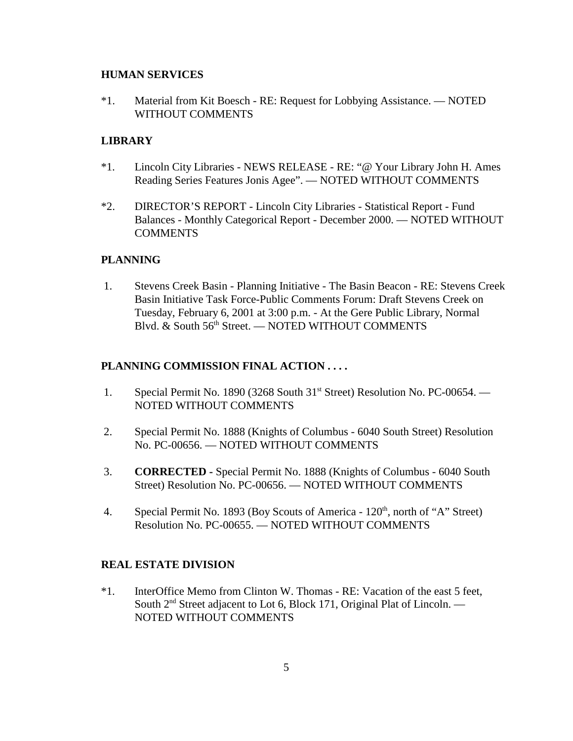**HUMAN SERVICES**

*1. Material from Kit Boesch - RE: Request for Lobbying Assistance. — NOTED WITHOUT COMMENTS

**LIBRARY**

*1. Lincoln City Libraries - NEWS RELEASE - RE: "@ Your Library John H. Ames Reading Series Features Jonis Agee". — NOTED WITHOUT COMMENTS

*2. DIRECTOR'S REPORT - Lincoln City Libraries - Statistical Report - Fund Balances - Monthly Categorical Report - December 2000. — NOTED WITHOUT COMMENTS

**PLANNING**

1. Stevens Creek Basin - Planning Initiative - The Basin Beacon - RE: Stevens Creek Basin Initiative Task Force-Public Comments Forum: Draft Stevens Creek on Tuesday, February 6, 2001 at 3:00 p.m. - At the Gere Public Library, Normal Blvd. & South 56th Street. — NOTED WITHOUT COMMENTS

**PLANNING COMMISSION FINAL ACTION . . . .**

1. Special Permit No. 1890 (3268 South 31st Street) Resolution No. PC-00654. — NOTED WITHOUT COMMENTS

2. Special Permit No. 1888 (Knights of Columbus - 6040 South Street) Resolution No. PC-00656. — NOTED WITHOUT COMMENTS

3. **CORRECTED -** Special Permit No. 1888 (Knights of Columbus - 6040 South Street) Resolution No. PC-00656. — NOTED WITHOUT COMMENTS

4. Special Permit No. 1893 (Boy Scouts of America - 120th, north of "A" Street) Resolution No. PC-00655. — NOTED WITHOUT COMMENTS

**REAL ESTATE DIVISION**

*1. InterOffice Memo from Clinton W. Thomas - RE: Vacation of the east 5 feet, South 2nd Street adjacent to Lot 6, Block 171, Original Plat of Lincoln. — NOTED WITHOUT COMMENTS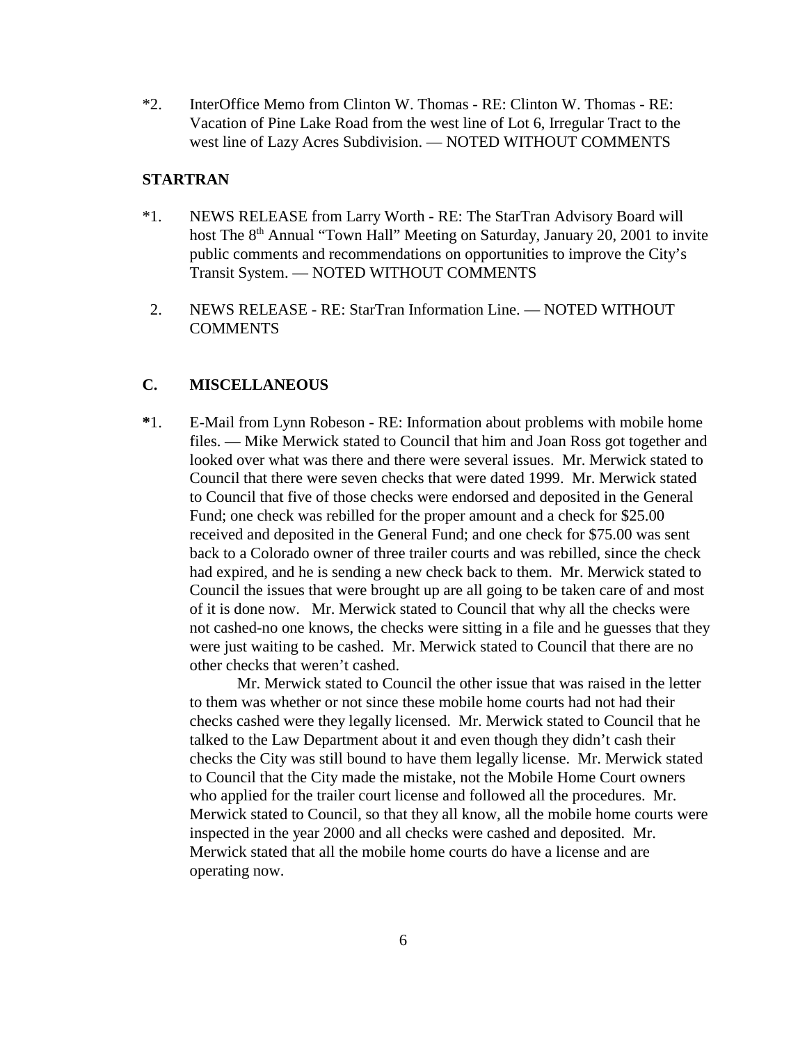*2. InterOffice Memo from Clinton W. Thomas - RE: Clinton W. Thomas - RE: Vacation of Pine Lake Road from the west line of Lot 6, Irregular Tract to the west line of Lazy Acres Subdivision. — NOTED WITHOUT COMMENTS

**STARTRAN**

*1. NEWS RELEASE from Larry Worth - RE: The StarTran Advisory Board will host The 8th Annual "Town Hall" Meeting on Saturday, January 20, 2001 to invite public comments and recommendations on opportunities to improve the City's Transit System. — NOTED WITHOUT COMMENTS

2. NEWS RELEASE - RE: StarTran Information Line. — NOTED WITHOUT COMMENTS

## C. MISCELLANEOUS

**\***1. E-Mail from Lynn Robeson - RE: Information about problems with mobile home files. — Mike Merwick stated to Council that him and Joan Ross got together and looked over what was there and there were several issues. Mr. Merwick stated to Council that there were seven checks that were dated 1999. Mr. Merwick stated to Council that five of those checks were endorsed and deposited in the General Fund; one check was rebilled for the proper amount and a check for $25.00 received and deposited in the General Fund; and one check for $75.00 was sent back to a Colorado owner of three trailer courts and was rebilled, since the check had expired, and he is sending a new check back to them. Mr. Merwick stated to Council the issues that were brought up are all going to be taken care of and most of it is done now. Mr. Merwick stated to Council that why all the checks were not cashed-no one knows, the checks were sitting in a file and he guesses that they were just waiting to be cashed. Mr. Merwick stated to Council that there are no other checks that weren't cashed.

Mr. Merwick stated to Council the other issue that was raised in the letter to them was whether or not since these mobile home courts had not had their checks cashed were they legally licensed. Mr. Merwick stated to Council that he talked to the Law Department about it and even though they didn't cash their checks the City was still bound to have them legally license. Mr. Merwick stated to Council that the City made the mistake, not the Mobile Home Court owners who applied for the trailer court license and followed all the procedures. Mr. Merwick stated to Council, so that they all know, all the mobile home courts were inspected in the year 2000 and all checks were cashed and deposited. Mr. Merwick stated that all the mobile home courts do have a license and are operating now.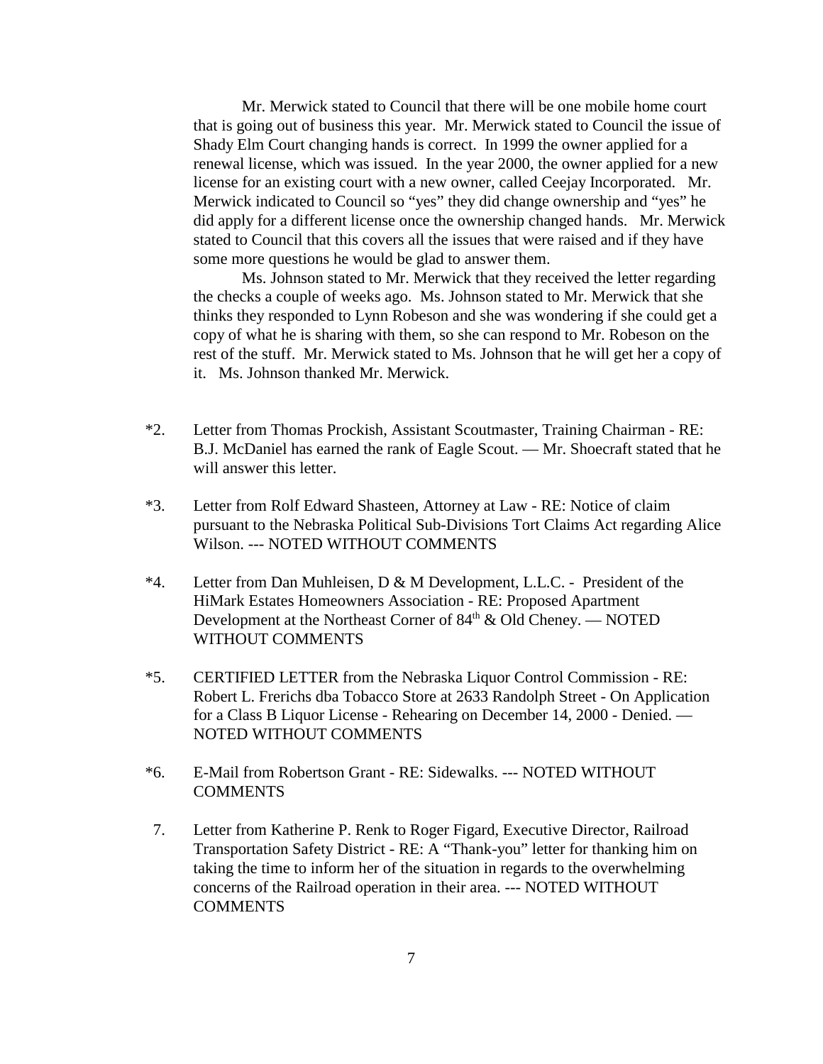Mr. Merwick stated to Council that there will be one mobile home court that is going out of business this year. Mr. Merwick stated to Council the issue of Shady Elm Court changing hands is correct. In 1999 the owner applied for a renewal license, which was issued. In the year 2000, the owner applied for a new license for an existing court with a new owner, called Ceejay Incorporated. Mr. Merwick indicated to Council so "yes" they did change ownership and "yes" he did apply for a different license once the ownership changed hands. Mr. Merwick stated to Council that this covers all the issues that were raised and if they have some more questions he would be glad to answer them.

Ms. Johnson stated to Mr. Merwick that they received the letter regarding the checks a couple of weeks ago. Ms. Johnson stated to Mr. Merwick that she thinks they responded to Lynn Robeson and she was wondering if she could get a copy of what he is sharing with them, so she can respond to Mr. Robeson on the rest of the stuff. Mr. Merwick stated to Ms. Johnson that he will get her a copy of it. Ms. Johnson thanked Mr. Merwick.

*2. Letter from Thomas Prockish, Assistant Scoutmaster, Training Chairman - RE: B.J. McDaniel has earned the rank of Eagle Scout. — Mr. Shoecraft stated that he will answer this letter.

*3. Letter from Rolf Edward Shasteen, Attorney at Law - RE: Notice of claim pursuant to the Nebraska Political Sub-Divisions Tort Claims Act regarding Alice Wilson. --- NOTED WITHOUT COMMENTS

*4. Letter from Dan Muhleisen, D & M Development, L.L.C. - President of the HiMark Estates Homeowners Association - RE: Proposed Apartment Development at the Northeast Corner of 84th & Old Cheney. — NOTED WITHOUT COMMENTS

*5. CERTIFIED LETTER from the Nebraska Liquor Control Commission - RE: Robert L. Frerichs dba Tobacco Store at 2633 Randolph Street - On Application for a Class B Liquor License - Rehearing on December 14, 2000 - Denied. — NOTED WITHOUT COMMENTS

*6. E-Mail from Robertson Grant - RE: Sidewalks. --- NOTED WITHOUT COMMENTS

7. Letter from Katherine P. Renk to Roger Figard, Executive Director, Railroad Transportation Safety District - RE: A "Thank-you" letter for thanking him on taking the time to inform her of the situation in regards to the overwhelming concerns of the Railroad operation in their area. --- NOTED WITHOUT COMMENTS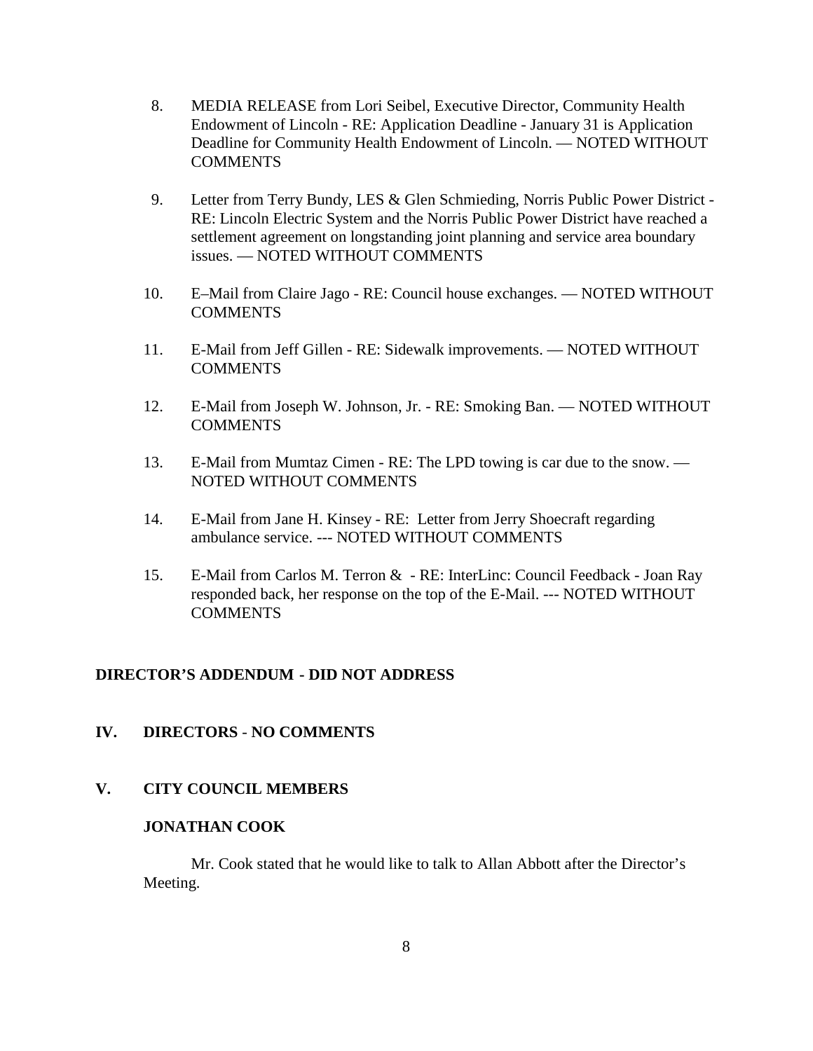8. MEDIA RELEASE from Lori Seibel, Executive Director, Community Health Endowment of Lincoln - RE: Application Deadline - January 31 is Application Deadline for Community Health Endowment of Lincoln. — NOTED WITHOUT COMMENTS

9. Letter from Terry Bundy, LES & Glen Schmieding, Norris Public Power District - RE: Lincoln Electric System and the Norris Public Power District have reached a settlement agreement on longstanding joint planning and service area boundary issues. — NOTED WITHOUT COMMENTS

10. E–Mail from Claire Jago - RE: Council house exchanges. — NOTED WITHOUT COMMENTS

11. E-Mail from Jeff Gillen - RE: Sidewalk improvements. — NOTED WITHOUT COMMENTS

12. E-Mail from Joseph W. Johnson, Jr. - RE: Smoking Ban. — NOTED WITHOUT COMMENTS

13. E-Mail from Mumtaz Cimen - RE: The LPD towing is car due to the snow. — NOTED WITHOUT COMMENTS

14. E-Mail from Jane H. Kinsey - RE: Letter from Jerry Shoecraft regarding ambulance service. --- NOTED WITHOUT COMMENTS

15. E-Mail from Carlos M. Terron & - RE: InterLinc: Council Feedback - Joan Ray responded back, her response on the top of the E-Mail. --- NOTED WITHOUT COMMENTS

**DIRECTOR'S ADDENDUM - DID NOT ADDRESS**

## IV. DIRECTORS - NO COMMENTS

## V. CITY COUNCIL MEMBERS

### JONATHAN COOK

Mr. Cook stated that he would like to talk to Allan Abbott after the Director's Meeting.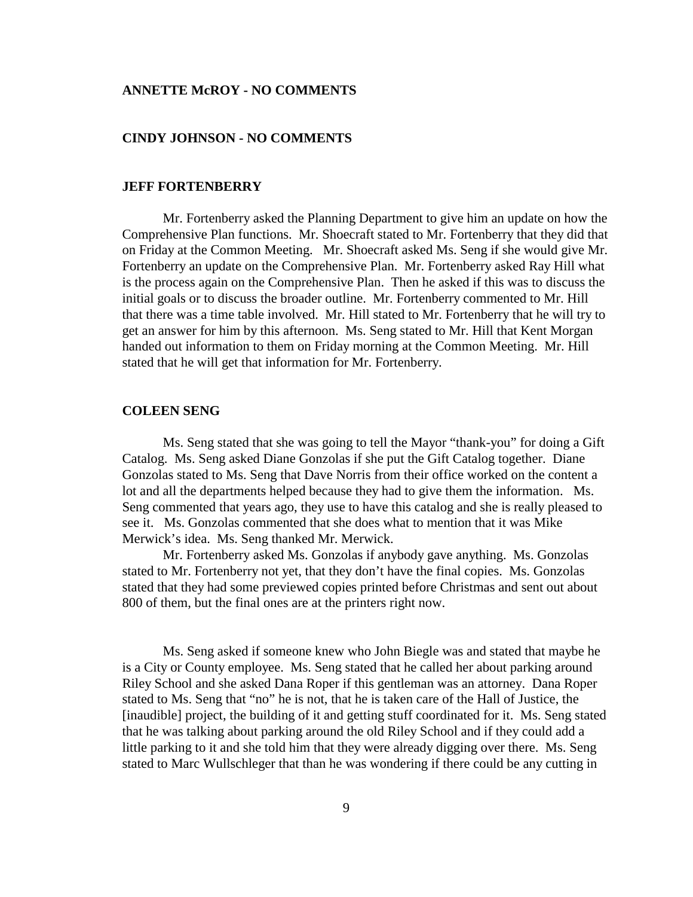**ANNETTE McROY - NO COMMENTS**

**CINDY JOHNSON - NO COMMENTS**

**JEFF FORTENBERRY**

Mr. Fortenberry asked the Planning Department to give him an update on how the Comprehensive Plan functions. Mr. Shoecraft stated to Mr. Fortenberry that they did that on Friday at the Common Meeting. Mr. Shoecraft asked Ms. Seng if she would give Mr. Fortenberry an update on the Comprehensive Plan. Mr. Fortenberry asked Ray Hill what is the process again on the Comprehensive Plan. Then he asked if this was to discuss the initial goals or to discuss the broader outline. Mr. Fortenberry commented to Mr. Hill that there was a time table involved. Mr. Hill stated to Mr. Fortenberry that he will try to get an answer for him by this afternoon. Ms. Seng stated to Mr. Hill that Kent Morgan handed out information to them on Friday morning at the Common Meeting. Mr. Hill stated that he will get that information for Mr. Fortenberry.

**COLEEN SENG**

Ms. Seng stated that she was going to tell the Mayor "thank-you" for doing a Gift Catalog. Ms. Seng asked Diane Gonzolas if she put the Gift Catalog together. Diane Gonzolas stated to Ms. Seng that Dave Norris from their office worked on the content a lot and all the departments helped because they had to give them the information. Ms. Seng commented that years ago, they use to have this catalog and she is really pleased to see it. Ms. Gonzolas commented that she does what to mention that it was Mike Merwick's idea. Ms. Seng thanked Mr. Merwick.

Mr. Fortenberry asked Ms. Gonzolas if anybody gave anything. Ms. Gonzolas stated to Mr. Fortenberry not yet, that they don't have the final copies. Ms. Gonzolas stated that they had some previewed copies printed before Christmas and sent out about 800 of them, but the final ones are at the printers right now.

Ms. Seng asked if someone knew who John Biegle was and stated that maybe he is a City or County employee. Ms. Seng stated that he called her about parking around Riley School and she asked Dana Roper if this gentleman was an attorney. Dana Roper stated to Ms. Seng that "no" he is not, that he is taken care of the Hall of Justice, the [inaudible] project, the building of it and getting stuff coordinated for it. Ms. Seng stated that he was talking about parking around the old Riley School and if they could add a little parking to it and she told him that they were already digging over there. Ms. Seng stated to Marc Wullschleger that than he was wondering if there could be any cutting in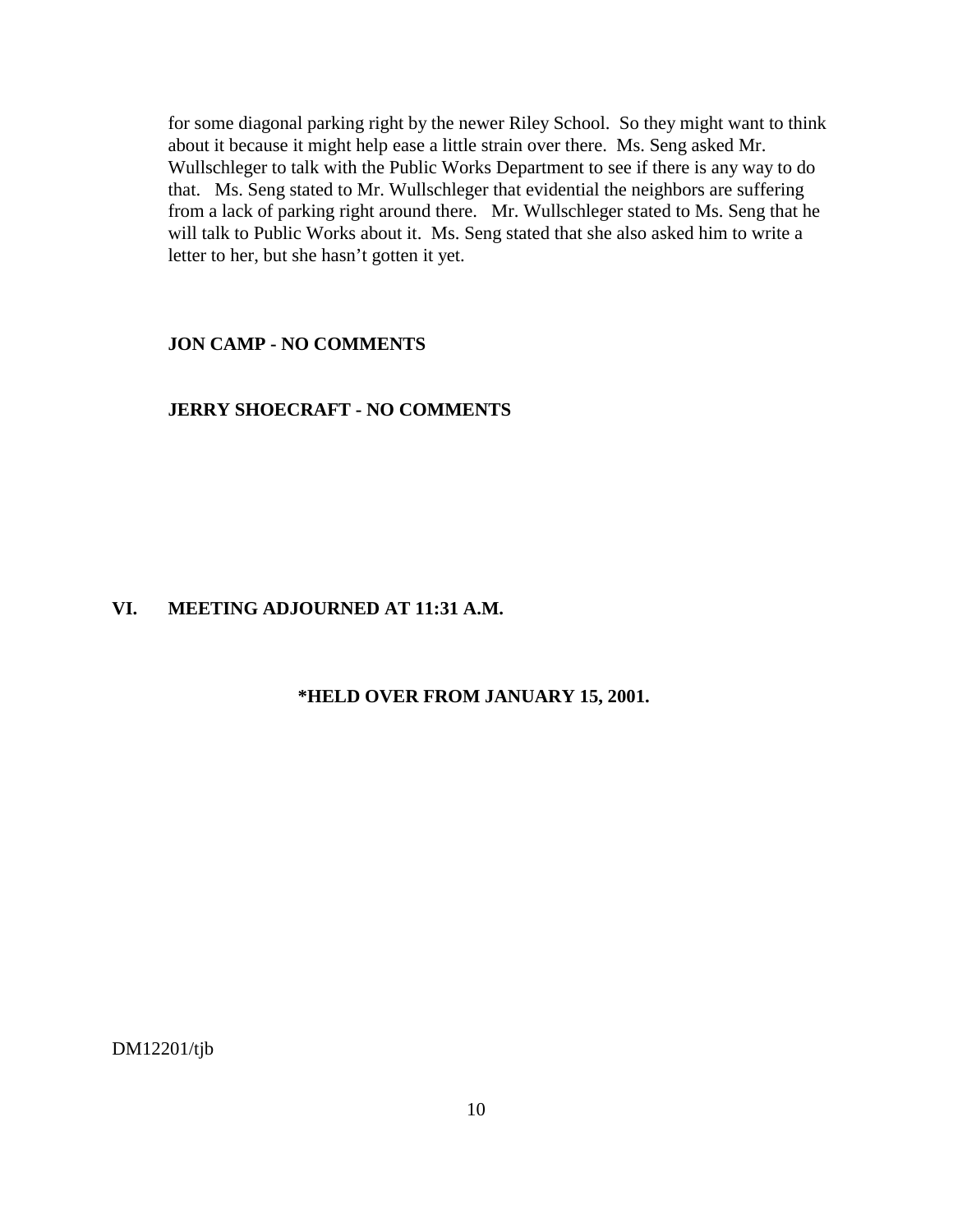for some diagonal parking right by the newer Riley School. So they might want to think about it because it might help ease a little strain over there. Ms. Seng asked Mr. Wullschleger to talk with the Public Works Department to see if there is any way to do that. Ms. Seng stated to Mr. Wullschleger that evidential the neighbors are suffering from a lack of parking right around there. Mr. Wullschleger stated to Ms. Seng that he will talk to Public Works about it. Ms. Seng stated that she also asked him to write a letter to her, but she hasn't gotten it yet.

**JON CAMP - NO COMMENTS**

**JERRY SHOECRAFT - NO COMMENTS**

**VI. MEETING ADJOURNED AT 11:31 A.M.**

**\*HELD OVER FROM JANUARY 15, 2001.**

DM12201/tjb